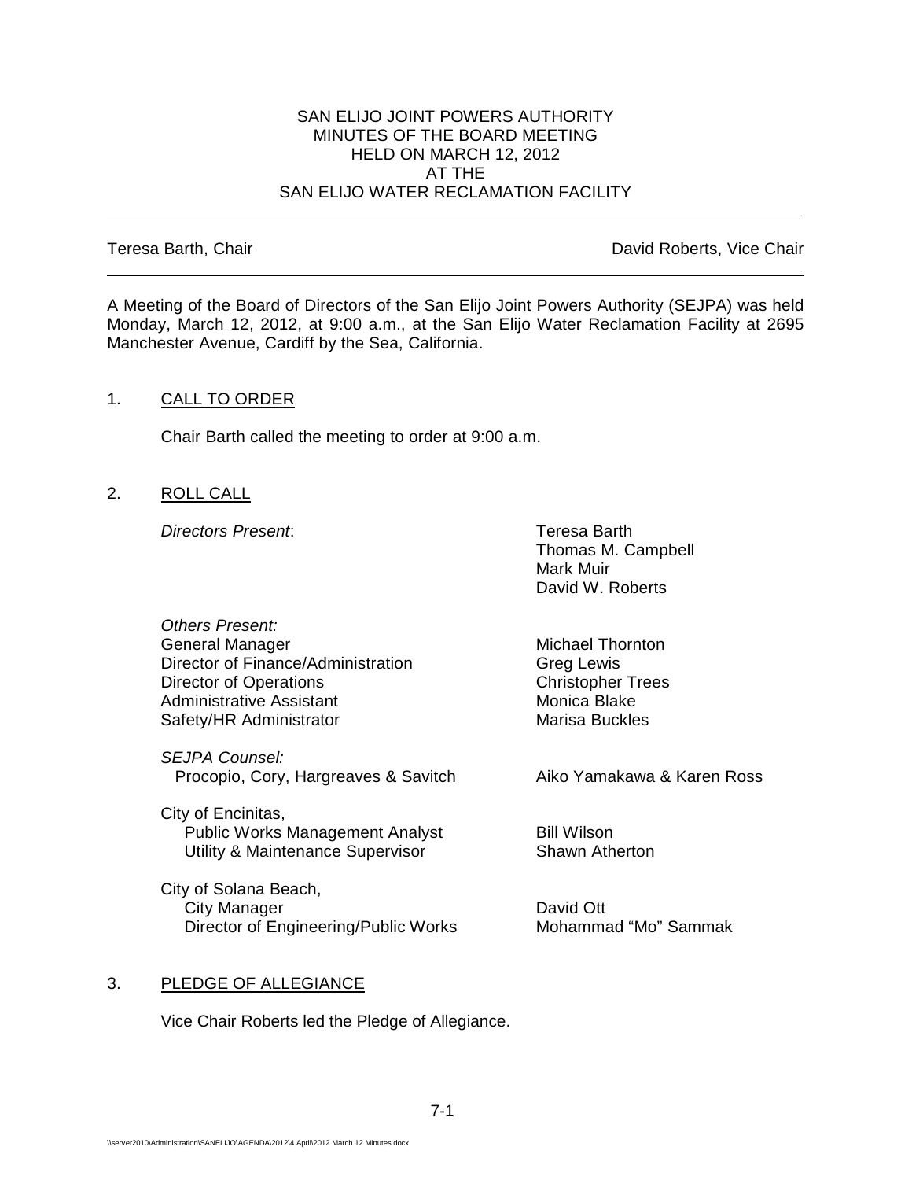# SAN ELIJO JOINT POWERS AUTHORITY
## MINUTES OF THE BOARD MEETING
## HELD ON MARCH 12, 2012
## AT THE
## SAN ELIJO WATER RECLAMATION FACILITY

---

Teresa Barth, Chair — David Roberts, Vice Chair

---

A Meeting of the Board of Directors of the San Elijo Joint Powers Authority (SEJPA) was held Monday, March 12, 2012, at 9:00 a.m., at the San Elijo Water Reclamation Facility at 2695 Manchester Avenue, Cardiff by the Sea, California.

1. CALL TO ORDER

   Chair Barth called the meeting to order at 9:00 a.m.

2. ROLL CALL

   *Directors Present*:
   - Teresa Barth
   - Thomas M. Campbell
   - Mark Muir
   - David W. Roberts

   *Others Present:*

   | | |
   |---|---|
   | General Manager | Michael Thornton |
   | Director of Finance/Administration | Greg Lewis |
   | Director of Operations | Christopher Trees |
   | Administrative Assistant | Monica Blake |
   | Safety/HR Administrator | Marisa Buckles |

   *SEJPA Counsel:*

   | | |
   |---|---|
   | Procopio, Cory, Hargreaves & Savitch | Aiko Yamakawa & Karen Ross |

   City of Encinitas,

   | | |
   |---|---|
   | Public Works Management Analyst | Bill Wilson |
   | Utility & Maintenance Supervisor | Shawn Atherton |

   City of Solana Beach,

   | | |
   |---|---|
   | City Manager | David Ott |
   | Director of Engineering/Public Works | Mohammad "Mo" Sammak |

3. PLEDGE OF ALLEGIANCE

   Vice Chair Roberts led the Pledge of Allegiance.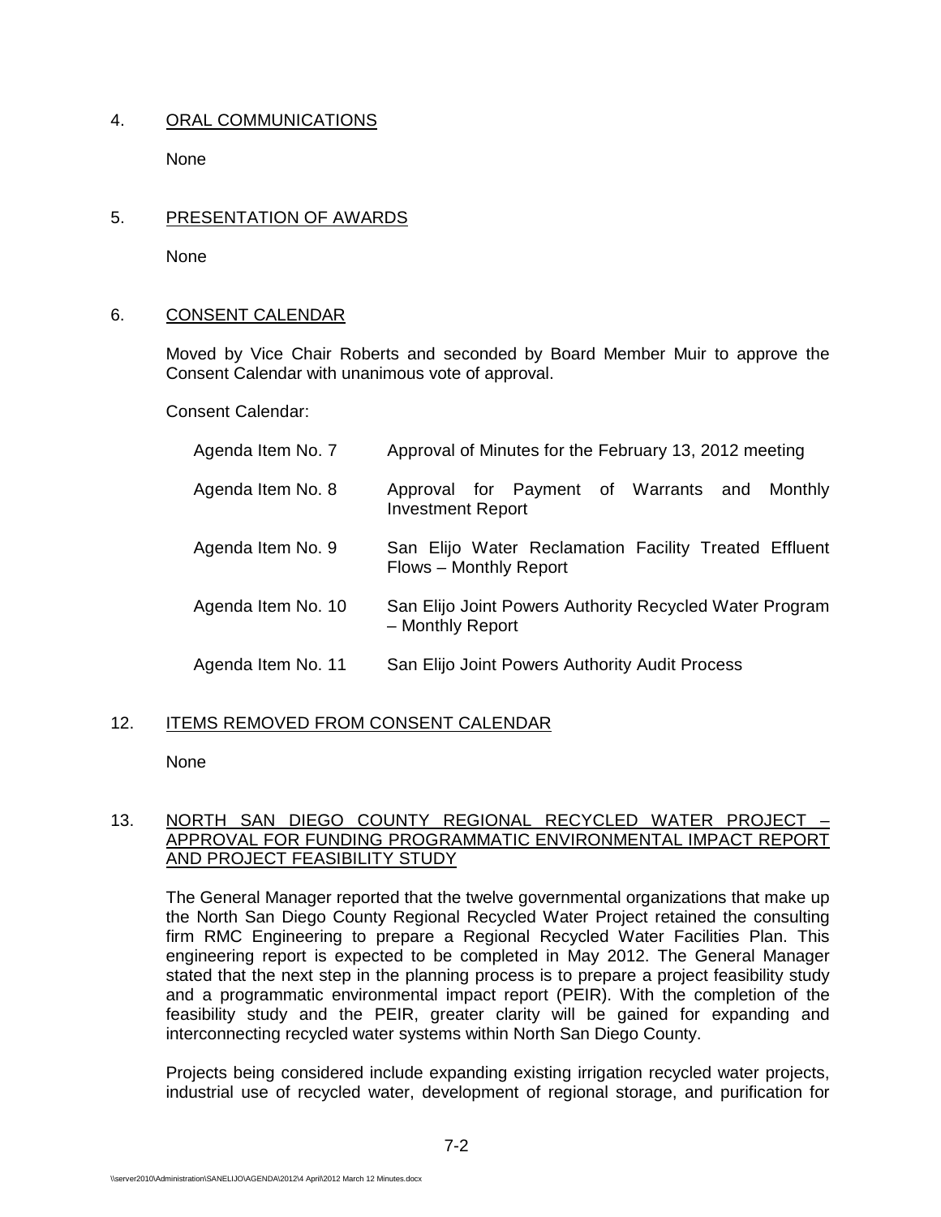## 4. ORAL COMMUNICATIONS

None

## 5. PRESENTATION OF AWARDS

None

## 6. CONSENT CALENDAR

Moved by Vice Chair Roberts and seconded by Board Member Muir to approve the Consent Calendar with unanimous vote of approval.

Consent Calendar:

| | |
|---|---|
| Agenda Item No. 7 | Approval of Minutes for the February 13, 2012 meeting |
| Agenda Item No. 8 | Approval for Payment of Warrants and Monthly Investment Report |
| Agenda Item No. 9 | San Elijo Water Reclamation Facility Treated Effluent Flows – Monthly Report |
| Agenda Item No. 10 | San Elijo Joint Powers Authority Recycled Water Program – Monthly Report |
| Agenda Item No. 11 | San Elijo Joint Powers Authority Audit Process |

## 12. ITEMS REMOVED FROM CONSENT CALENDAR

None

## 13. NORTH SAN DIEGO COUNTY REGIONAL RECYCLED WATER PROJECT – APPROVAL FOR FUNDING PROGRAMMATIC ENVIRONMENTAL IMPACT REPORT AND PROJECT FEASIBILITY STUDY

The General Manager reported that the twelve governmental organizations that make up the North San Diego County Regional Recycled Water Project retained the consulting firm RMC Engineering to prepare a Regional Recycled Water Facilities Plan. This engineering report is expected to be completed in May 2012. The General Manager stated that the next step in the planning process is to prepare a project feasibility study and a programmatic environmental impact report (PEIR). With the completion of the feasibility study and the PEIR, greater clarity will be gained for expanding and interconnecting recycled water systems within North San Diego County.

Projects being considered include expanding existing irrigation recycled water projects, industrial use of recycled water, development of regional storage, and purification for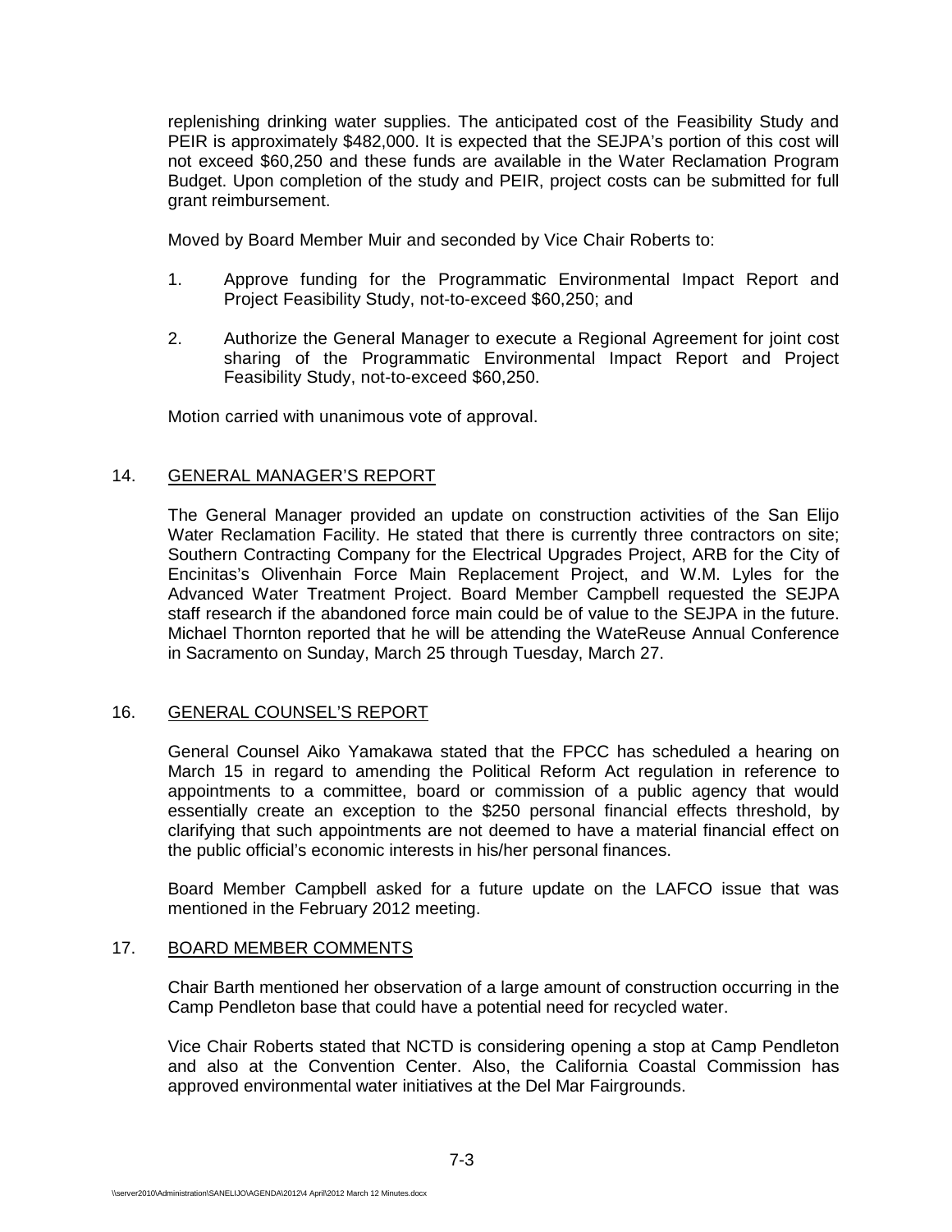replenishing drinking water supplies. The anticipated cost of the Feasibility Study and PEIR is approximately $482,000. It is expected that the SEJPA's portion of this cost will not exceed $60,250 and these funds are available in the Water Reclamation Program Budget. Upon completion of the study and PEIR, project costs can be submitted for full grant reimbursement.

Moved by Board Member Muir and seconded by Vice Chair Roberts to:

1. Approve funding for the Programmatic Environmental Impact Report and Project Feasibility Study, not-to-exceed $60,250; and

2. Authorize the General Manager to execute a Regional Agreement for joint cost sharing of the Programmatic Environmental Impact Report and Project Feasibility Study, not-to-exceed $60,250.

Motion carried with unanimous vote of approval.

## 14. GENERAL MANAGER'S REPORT

The General Manager provided an update on construction activities of the San Elijo Water Reclamation Facility. He stated that there is currently three contractors on site; Southern Contracting Company for the Electrical Upgrades Project, ARB for the City of Encinitas's Olivenhain Force Main Replacement Project, and W.M. Lyles for the Advanced Water Treatment Project. Board Member Campbell requested the SEJPA staff research if the abandoned force main could be of value to the SEJPA in the future. Michael Thornton reported that he will be attending the WateReuse Annual Conference in Sacramento on Sunday, March 25 through Tuesday, March 27.

## 16. GENERAL COUNSEL'S REPORT

General Counsel Aiko Yamakawa stated that the FPCC has scheduled a hearing on March 15 in regard to amending the Political Reform Act regulation in reference to appointments to a committee, board or commission of a public agency that would essentially create an exception to the $250 personal financial effects threshold, by clarifying that such appointments are not deemed to have a material financial effect on the public official's economic interests in his/her personal finances.

Board Member Campbell asked for a future update on the LAFCO issue that was mentioned in the February 2012 meeting.

## 17. BOARD MEMBER COMMENTS

Chair Barth mentioned her observation of a large amount of construction occurring in the Camp Pendleton base that could have a potential need for recycled water.

Vice Chair Roberts stated that NCTD is considering opening a stop at Camp Pendleton and also at the Convention Center. Also, the California Coastal Commission has approved environmental water initiatives at the Del Mar Fairgrounds.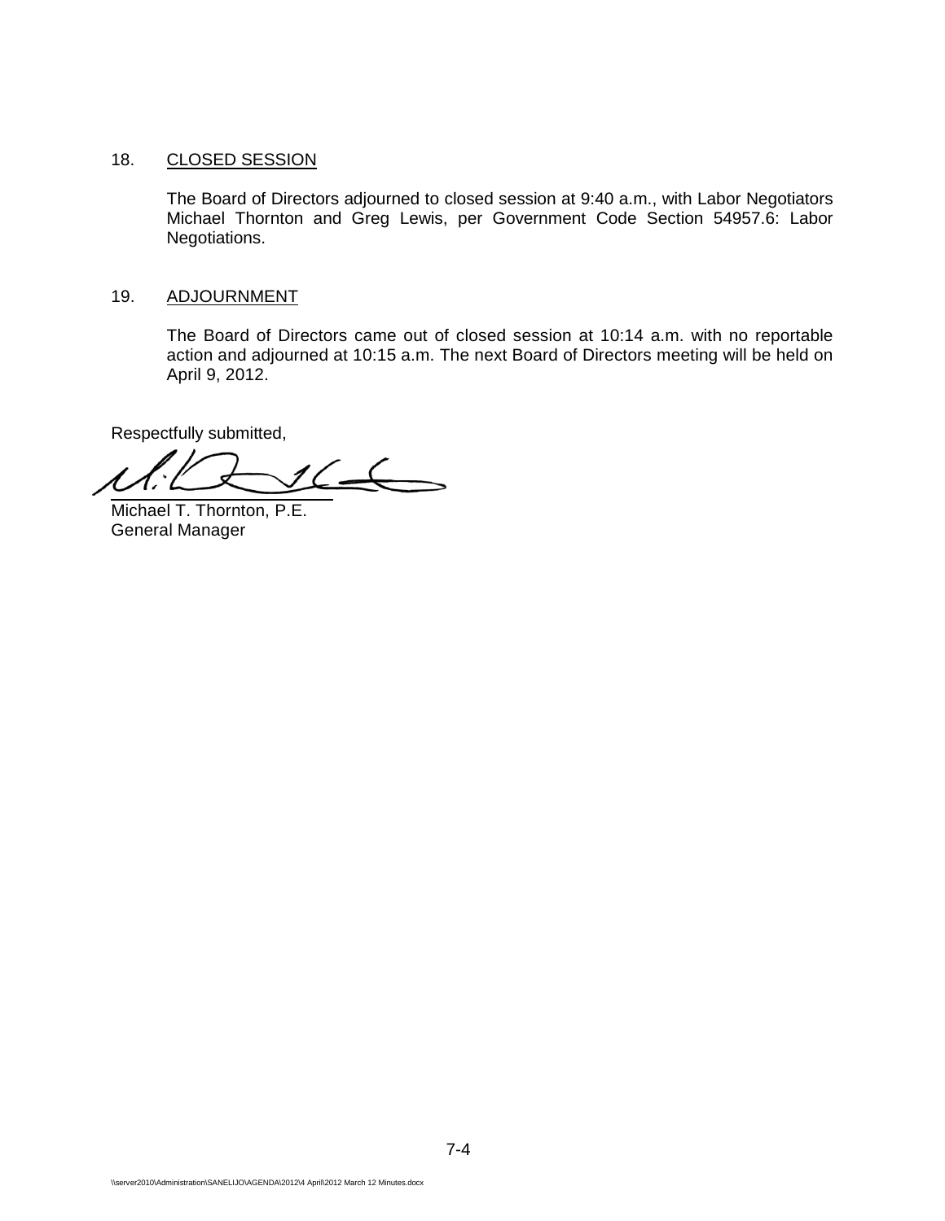18. CLOSED SESSION

    The Board of Directors adjourned to closed session at 9:40 a.m., with Labor Negotiators Michael Thornton and Greg Lewis, per Government Code Section 54957.6: Labor Negotiations.

19. ADJOURNMENT

    The Board of Directors came out of closed session at 10:14 a.m. with no reportable action and adjourned at 10:15 a.m. The next Board of Directors meeting will be held on April 9, 2012.

Respectfully submitted,

Michael T. Thornton, P.E.
General Manager

\\server2010\Administration\SANELIJO\AGENDA\2012\4 April\2012 March 12 Minutes.docx